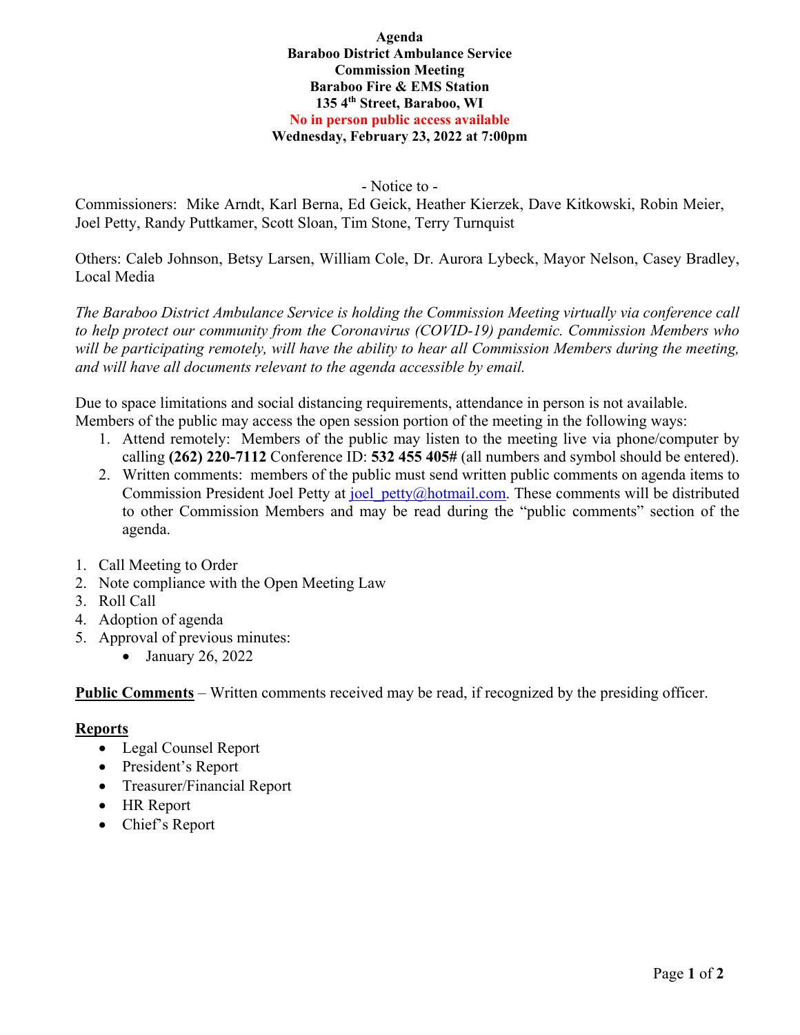**Agenda**
**Baraboo District Ambulance Service**
**Commission Meeting**
**Baraboo Fire & EMS Station**
**135 4th Street, Baraboo, WI**
**No in person public access available**
**Wednesday, February 23, 2022 at 7:00pm**

\- Notice to -

Commissioners: Mike Arndt, Karl Berna, Ed Geick, Heather Kierzek, Dave Kitkowski, Robin Meier, Joel Petty, Randy Puttkamer, Scott Sloan, Tim Stone, Terry Turnquist

Others: Caleb Johnson, Betsy Larsen, William Cole, Dr. Aurora Lybeck, Mayor Nelson, Casey Bradley, Local Media

*The Baraboo District Ambulance Service is holding the Commission Meeting virtually via conference call to help protect our community from the Coronavirus (COVID-19) pandemic. Commission Members who will be participating remotely, will have the ability to hear all Commission Members during the meeting, and will have all documents relevant to the agenda accessible by email.*

Due to space limitations and social distancing requirements, attendance in person is not available. Members of the public may access the open session portion of the meeting in the following ways:

1. Attend remotely: Members of the public may listen to the meeting live via phone/computer by calling **(262) 220-7112** Conference ID: **532 455 405#** (all numbers and symbol should be entered).
2. Written comments: members of the public must send written public comments on agenda items to Commission President Joel Petty at joel_petty@hotmail.com. These comments will be distributed to other Commission Members and may be read during the "public comments" section of the agenda.

1. Call Meeting to Order
2. Note compliance with the Open Meeting Law
3. Roll Call
4. Adoption of agenda
5. Approval of previous minutes:
   - January 26, 2022

**Public Comments** – Written comments received may be read, if recognized by the presiding officer.

**Reports**

- Legal Counsel Report
- President's Report
- Treasurer/Financial Report
- HR Report
- Chief's Report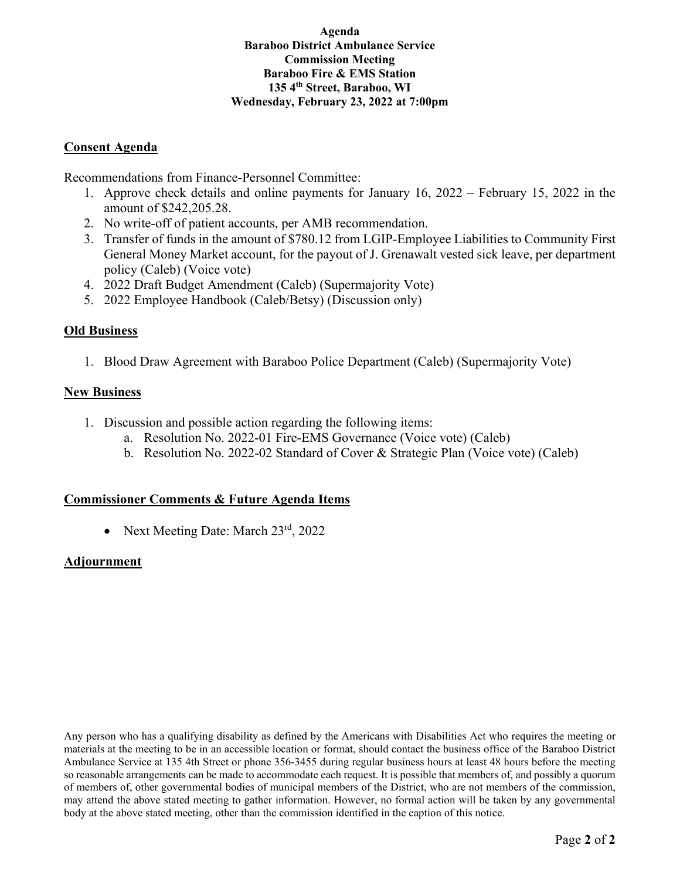**Agenda**
**Baraboo District Ambulance Service**
**Commission Meeting**
**Baraboo Fire & EMS Station**
**135 4th Street, Baraboo, WI**
**Wednesday, February 23, 2022 at 7:00pm**

## Consent Agenda

Recommendations from Finance-Personnel Committee:

1. Approve check details and online payments for January 16, 2022 – February 15, 2022 in the amount of $242,205.28.
2. No write-off of patient accounts, per AMB recommendation.
3. Transfer of funds in the amount of $780.12 from LGIP-Employee Liabilities to Community First General Money Market account, for the payout of J. Grenawalt vested sick leave, per department policy (Caleb) (Voice vote)
4. 2022 Draft Budget Amendment (Caleb) (Supermajority Vote)
5. 2022 Employee Handbook (Caleb/Betsy) (Discussion only)

## Old Business

1. Blood Draw Agreement with Baraboo Police Department (Caleb) (Supermajority Vote)

## New Business

1. Discussion and possible action regarding the following items:
   a. Resolution No. 2022-01 Fire-EMS Governance (Voice vote) (Caleb)
   b. Resolution No. 2022-02 Standard of Cover & Strategic Plan (Voice vote) (Caleb)

## Commissioner Comments & Future Agenda Items

- Next Meeting Date: March 23rd, 2022

## Adjournment

Any person who has a qualifying disability as defined by the Americans with Disabilities Act who requires the meeting or materials at the meeting to be in an accessible location or format, should contact the business office of the Baraboo District Ambulance Service at 135 4th Street or phone 356-3455 during regular business hours at least 48 hours before the meeting so reasonable arrangements can be made to accommodate each request. It is possible that members of, and possibly a quorum of members of, other governmental bodies of municipal members of the District, who are not members of the commission, may attend the above stated meeting to gather information. However, no formal action will be taken by any governmental body at the above stated meeting, other than the commission identified in the caption of this notice.